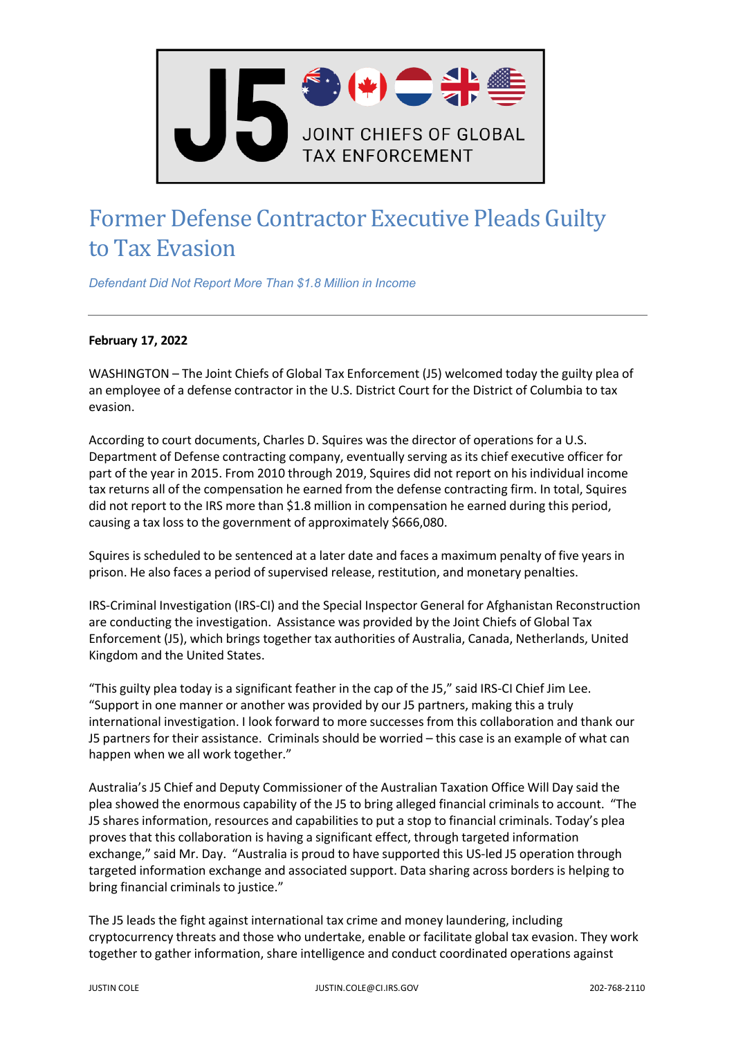J5 JOINT CHIEFS OF GLOBAL TAX ENFORCEMENT

# Former Defense Contractor Executive Pleads Guilty to Tax Evasion

*Defendant Did Not Report More Than $1.8 Million in Income*

---

**February 17, 2022**

WASHINGTON – The Joint Chiefs of Global Tax Enforcement (J5) welcomed today the guilty plea of an employee of a defense contractor in the U.S. District Court for the District of Columbia to tax evasion.

According to court documents, Charles D. Squires was the director of operations for a U.S. Department of Defense contracting company, eventually serving as its chief executive officer for part of the year in 2015. From 2010 through 2019, Squires did not report on his individual income tax returns all of the compensation he earned from the defense contracting firm. In total, Squires did not report to the IRS more than $1.8 million in compensation he earned during this period, causing a tax loss to the government of approximately $666,080.

Squires is scheduled to be sentenced at a later date and faces a maximum penalty of five years in prison. He also faces a period of supervised release, restitution, and monetary penalties.

IRS-Criminal Investigation (IRS-CI) and the Special Inspector General for Afghanistan Reconstruction are conducting the investigation. Assistance was provided by the Joint Chiefs of Global Tax Enforcement (J5), which brings together tax authorities of Australia, Canada, Netherlands, United Kingdom and the United States.

"This guilty plea today is a significant feather in the cap of the J5," said IRS-CI Chief Jim Lee. "Support in one manner or another was provided by our J5 partners, making this a truly international investigation. I look forward to more successes from this collaboration and thank our J5 partners for their assistance. Criminals should be worried – this case is an example of what can happen when we all work together."

Australia's J5 Chief and Deputy Commissioner of the Australian Taxation Office Will Day said the plea showed the enormous capability of the J5 to bring alleged financial criminals to account. "The J5 shares information, resources and capabilities to put a stop to financial criminals. Today's plea proves that this collaboration is having a significant effect, through targeted information exchange," said Mr. Day. "Australia is proud to have supported this US-led J5 operation through targeted information exchange and associated support. Data sharing across borders is helping to bring financial criminals to justice."

The J5 leads the fight against international tax crime and money laundering, including cryptocurrency threats and those who undertake, enable or facilitate global tax evasion. They work together to gather information, share intelligence and conduct coordinated operations against

JUSTIN COLE JUSTIN.COLE@CI.IRS.GOV 202-768-2110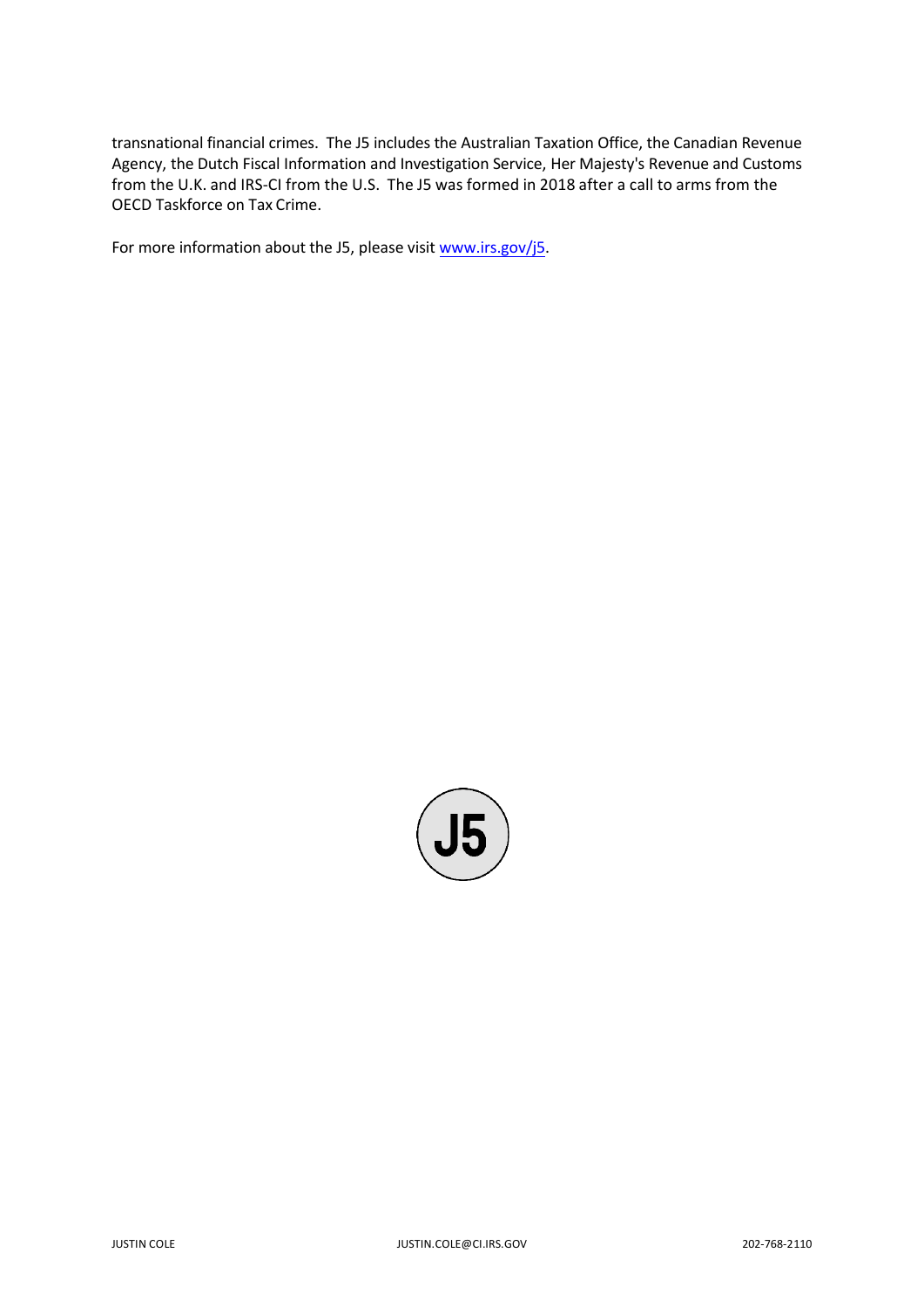transnational financial crimes. The J5 includes the Australian Taxation Office, the Canadian Revenue Agency, the Dutch Fiscal Information and Investigation Service, Her Majesty's Revenue and Customs from the U.K. and IRS-CI from the U.S. The J5 was formed in 2018 after a call to arms from the OECD Taskforce on Tax Crime.

For more information about the J5, please visit [www.irs.gov/j5](http://www.irs.gov/j5).